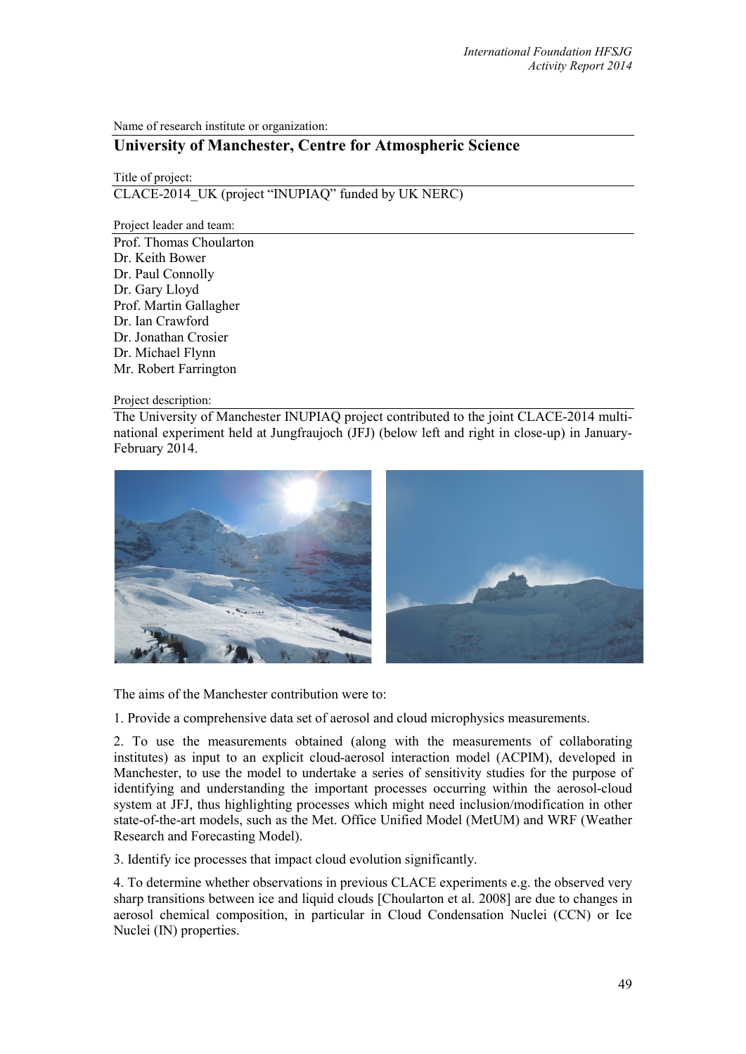Name of research institute or organization:

## University of Manchester, Centre for Atmospheric Science

Title of project:

CLACE-2014_UK (project "INUPIAQ" funded by UK NERC)

Project leader and team:

Prof. Thomas Choularton
Dr. Keith Bower
Dr. Paul Connolly
Dr. Gary Lloyd
Prof. Martin Gallagher
Dr. Ian Crawford
Dr. Jonathan Crosier
Dr. Michael Flynn
Mr. Robert Farrington

Project description:

The University of Manchester INUPIAQ project contributed to the joint CLACE-2014 multi-national experiment held at Jungfraujoch (JFJ) (below left and right in close-up) in January-February 2014.

The aims of the Manchester contribution were to:

1. Provide a comprehensive data set of aerosol and cloud microphysics measurements.

2. To use the measurements obtained (along with the measurements of collaborating institutes) as input to an explicit cloud-aerosol interaction model (ACPIM), developed in Manchester, to use the model to undertake a series of sensitivity studies for the purpose of identifying and understanding the important processes occurring within the aerosol-cloud system at JFJ, thus highlighting processes which might need inclusion/modification in other state-of-the-art models, such as the Met. Office Unified Model (MetUM) and WRF (Weather Research and Forecasting Model).

3. Identify ice processes that impact cloud evolution significantly.

4. To determine whether observations in previous CLACE experiments e.g. the observed very sharp transitions between ice and liquid clouds [Choularton et al. 2008] are due to changes in aerosol chemical composition, in particular in Cloud Condensation Nuclei (CCN) or Ice Nuclei (IN) properties.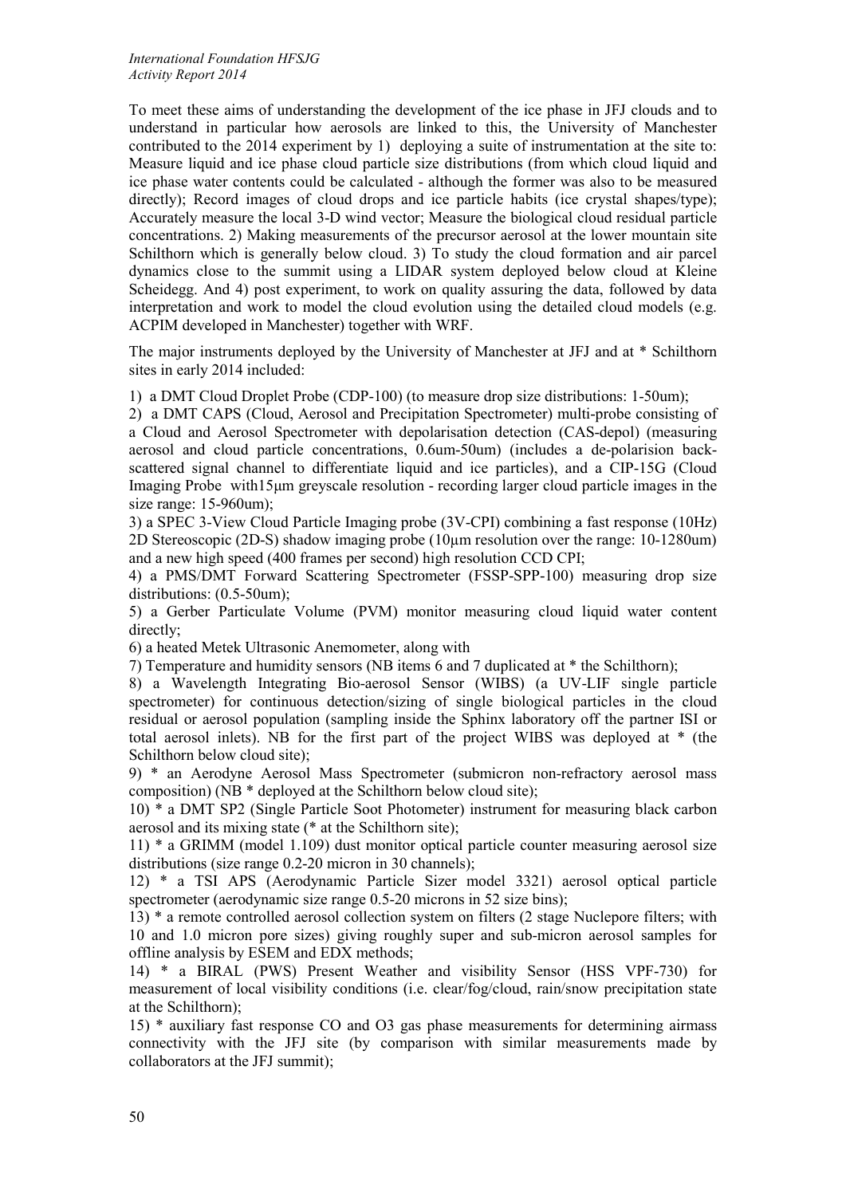To meet these aims of understanding the development of the ice phase in JFJ clouds and to understand in particular how aerosols are linked to this, the University of Manchester contributed to the 2014 experiment by 1) deploying a suite of instrumentation at the site to: Measure liquid and ice phase cloud particle size distributions (from which cloud liquid and ice phase water contents could be calculated - although the former was also to be measured directly); Record images of cloud drops and ice particle habits (ice crystal shapes/type); Accurately measure the local 3-D wind vector; Measure the biological cloud residual particle concentrations. 2) Making measurements of the precursor aerosol at the lower mountain site Schilthorn which is generally below cloud. 3) To study the cloud formation and air parcel dynamics close to the summit using a LIDAR system deployed below cloud at Kleine Scheidegg. And 4) post experiment, to work on quality assuring the data, followed by data interpretation and work to model the cloud evolution using the detailed cloud models (e.g. ACPIM developed in Manchester) together with WRF.

The major instruments deployed by the University of Manchester at JFJ and at * Schilthorn sites in early 2014 included:

1) a DMT Cloud Droplet Probe (CDP-100) (to measure drop size distributions: 1-50um);

2) a DMT CAPS (Cloud, Aerosol and Precipitation Spectrometer) multi-probe consisting of a Cloud and Aerosol Spectrometer with depolarisation detection (CAS-depol) (measuring aerosol and cloud particle concentrations, 0.6um-50um) (includes a de-polarision back-scattered signal channel to differentiate liquid and ice particles), and a CIP-15G (Cloud Imaging Probe with15μm greyscale resolution - recording larger cloud particle images in the size range: 15-960um);

3) a SPEC 3-View Cloud Particle Imaging probe (3V-CPI) combining a fast response (10Hz) 2D Stereoscopic (2D-S) shadow imaging probe (10μm resolution over the range: 10-1280um) and a new high speed (400 frames per second) high resolution CCD CPI;

4) a PMS/DMT Forward Scattering Spectrometer (FSSP-SPP-100) measuring drop size distributions: (0.5-50um);

5) a Gerber Particulate Volume (PVM) monitor measuring cloud liquid water content directly;

6) a heated Metek Ultrasonic Anemometer, along with

7) Temperature and humidity sensors (NB items 6 and 7 duplicated at * the Schilthorn);

8) a Wavelength Integrating Bio-aerosol Sensor (WIBS) (a UV-LIF single particle spectrometer) for continuous detection/sizing of single biological particles in the cloud residual or aerosol population (sampling inside the Sphinx laboratory off the partner ISI or total aerosol inlets). NB for the first part of the project WIBS was deployed at * (the Schilthorn below cloud site);

9) * an Aerodyne Aerosol Mass Spectrometer (submicron non-refractory aerosol mass composition) (NB * deployed at the Schilthorn below cloud site);

10) * a DMT SP2 (Single Particle Soot Photometer) instrument for measuring black carbon aerosol and its mixing state (* at the Schilthorn site);

11) * a GRIMM (model 1.109) dust monitor optical particle counter measuring aerosol size distributions (size range 0.2-20 micron in 30 channels);

12) * a TSI APS (Aerodynamic Particle Sizer model 3321) aerosol optical particle spectrometer (aerodynamic size range 0.5-20 microns in 52 size bins);

13) * a remote controlled aerosol collection system on filters (2 stage Nuclepore filters; with 10 and 1.0 micron pore sizes) giving roughly super and sub-micron aerosol samples for offline analysis by ESEM and EDX methods;

14) * a BIRAL (PWS) Present Weather and visibility Sensor (HSS VPF-730) for measurement of local visibility conditions (i.e. clear/fog/cloud, rain/snow precipitation state at the Schilthorn);

15) * auxiliary fast response CO and O3 gas phase measurements for determining airmass connectivity with the JFJ site (by comparison with similar measurements made by collaborators at the JFJ summit);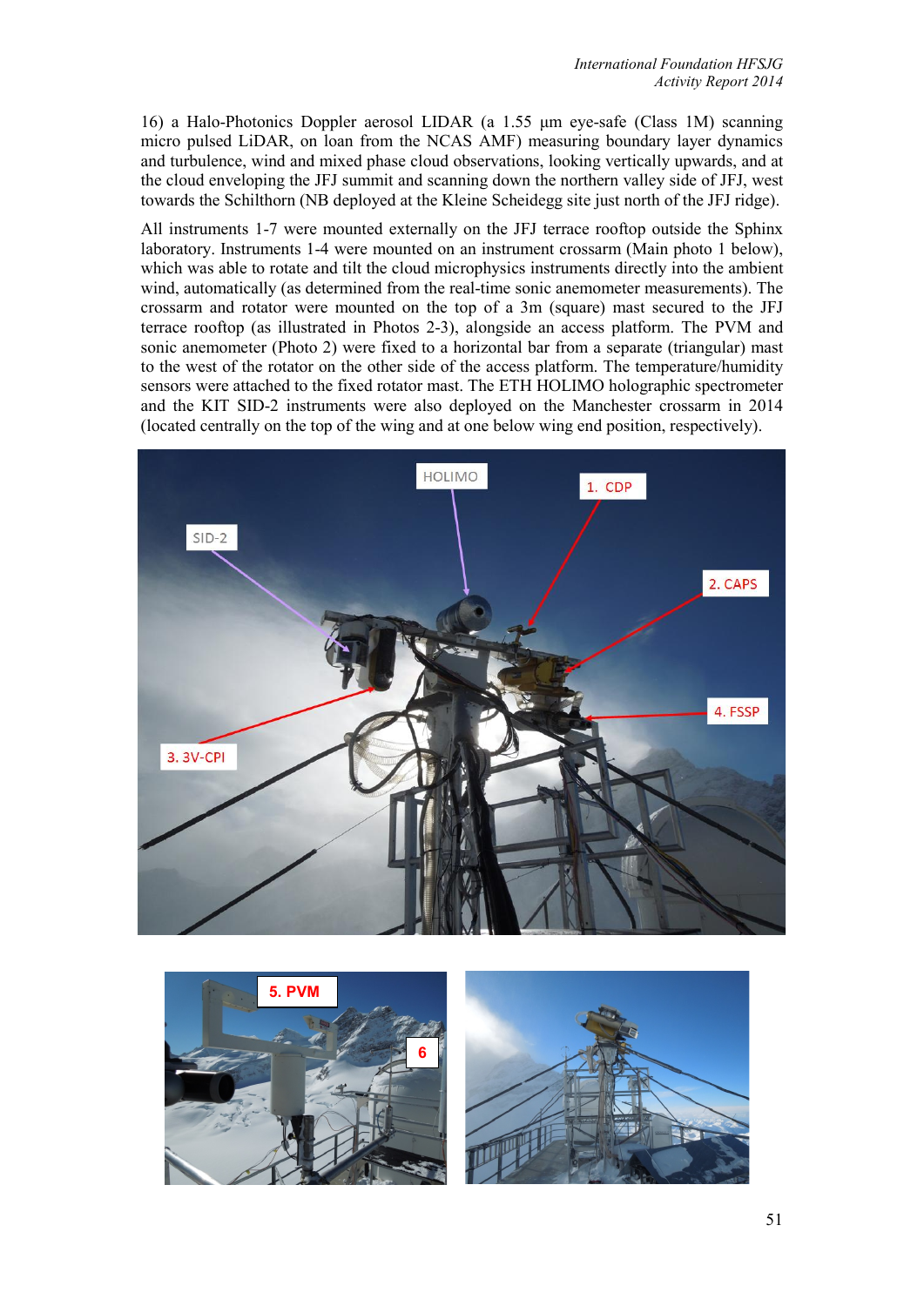16) a Halo-Photonics Doppler aerosol LIDAR (a 1.55 μm eye-safe (Class 1M) scanning micro pulsed LiDAR, on loan from the NCAS AMF) measuring boundary layer dynamics and turbulence, wind and mixed phase cloud observations, looking vertically upwards, and at the cloud enveloping the JFJ summit and scanning down the northern valley side of JFJ, west towards the Schilthorn (NB deployed at the Kleine Scheidegg site just north of the JFJ ridge).

All instruments 1-7 were mounted externally on the JFJ terrace rooftop outside the Sphinx laboratory. Instruments 1-4 were mounted on an instrument crossarm (Main photo 1 below), which was able to rotate and tilt the cloud microphysics instruments directly into the ambient wind, automatically (as determined from the real-time sonic anemometer measurements). The crossarm and rotator were mounted on the top of a 3m (square) mast secured to the JFJ terrace rooftop (as illustrated in Photos 2-3), alongside an access platform. The PVM and sonic anemometer (Photo 2) were fixed to a horizontal bar from a separate (triangular) mast to the west of the rotator on the other side of the access platform. The temperature/humidity sensors were attached to the fixed rotator mast. The ETH HOLIMO holographic spectrometer and the KIT SID-2 instruments were also deployed on the Manchester crossarm in 2014 (located centrally on the top of the wing and at one below wing end position, respectively).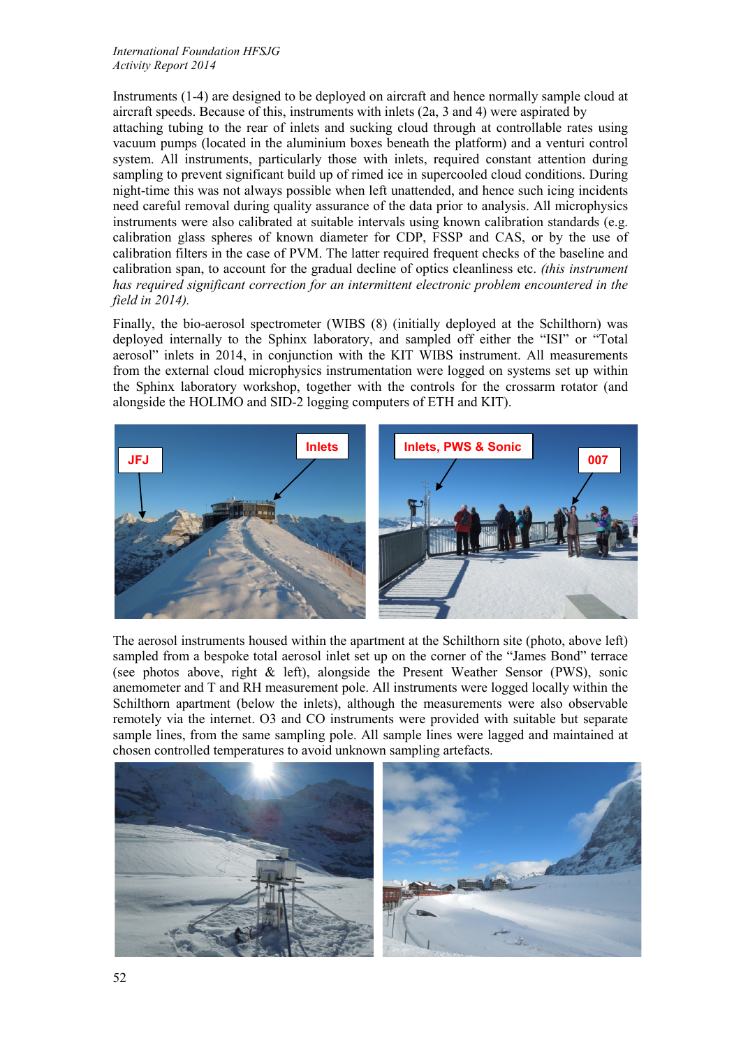Instruments (1-4) are designed to be deployed on aircraft and hence normally sample cloud at aircraft speeds. Because of this, instruments with inlets (2a, 3 and 4) were aspirated by attaching tubing to the rear of inlets and sucking cloud through at controllable rates using vacuum pumps (located in the aluminium boxes beneath the platform) and a venturi control system. All instruments, particularly those with inlets, required constant attention during sampling to prevent significant build up of rimed ice in supercooled cloud conditions. During night-time this was not always possible when left unattended, and hence such icing incidents need careful removal during quality assurance of the data prior to analysis. All microphysics instruments were also calibrated at suitable intervals using known calibration standards (e.g. calibration glass spheres of known diameter for CDP, FSSP and CAS, or by the use of calibration filters in the case of PVM. The latter required frequent checks of the baseline and calibration span, to account for the gradual decline of optics cleanliness etc. *(this instrument has required significant correction for an intermittent electronic problem encountered in the field in 2014).*

Finally, the bio-aerosol spectrometer (WIBS (8) (initially deployed at the Schilthorn) was deployed internally to the Sphinx laboratory, and sampled off either the "ISI" or "Total aerosol" inlets in 2014, in conjunction with the KIT WIBS instrument. All measurements from the external cloud microphysics instrumentation were logged on systems set up within the Sphinx laboratory workshop, together with the controls for the crossarm rotator (and alongside the HOLIMO and SID-2 logging computers of ETH and KIT).

The aerosol instruments housed within the apartment at the Schilthorn site (photo, above left) sampled from a bespoke total aerosol inlet set up on the corner of the "James Bond" terrace (see photos above, right & left), alongside the Present Weather Sensor (PWS), sonic anemometer and T and RH measurement pole. All instruments were logged locally within the Schilthorn apartment (below the inlets), although the measurements were also observable remotely via the internet. O3 and CO instruments were provided with suitable but separate sample lines, from the same sampling pole. All sample lines were lagged and maintained at chosen controlled temperatures to avoid unknown sampling artefacts.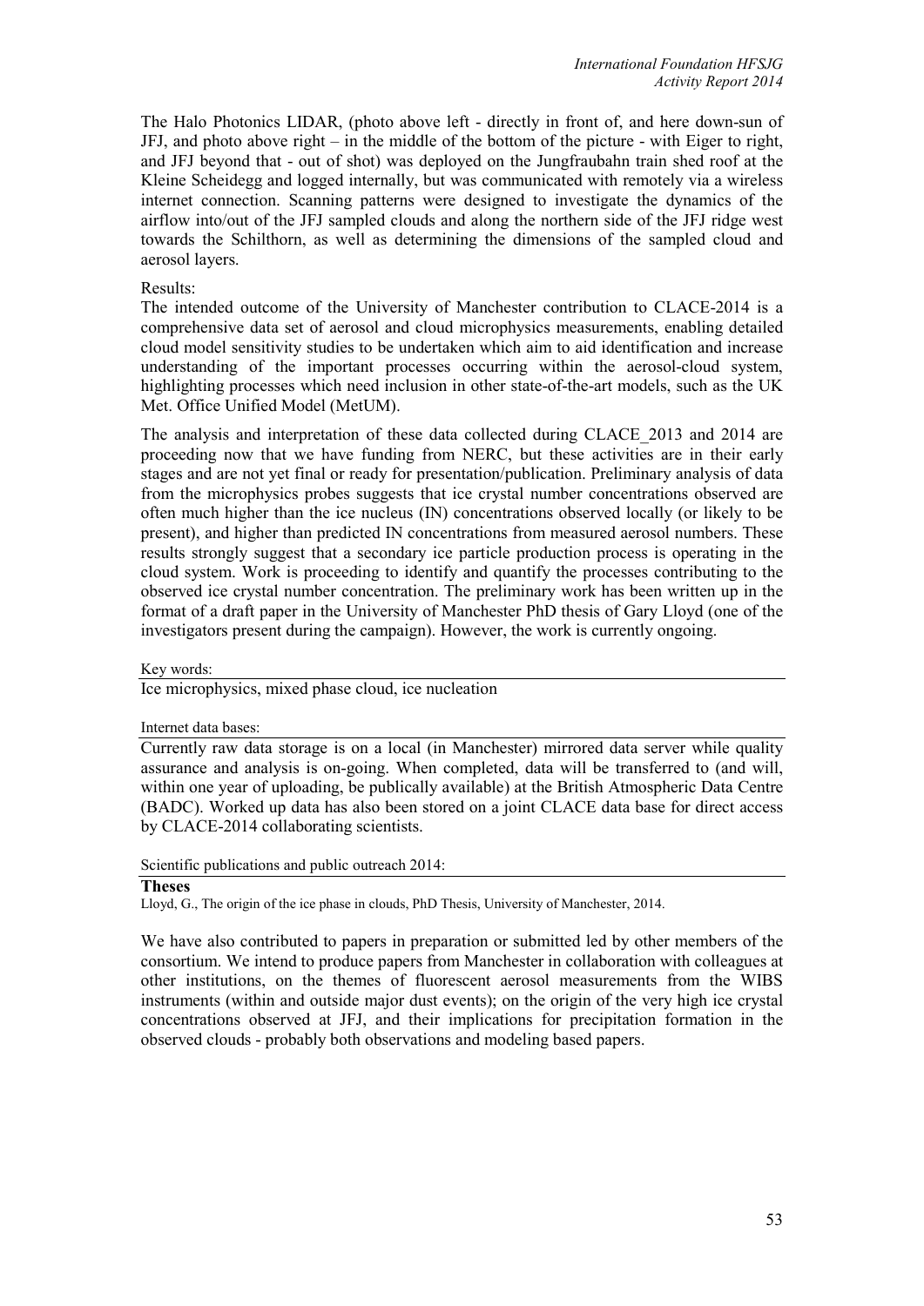The Halo Photonics LIDAR, (photo above left - directly in front of, and here down-sun of JFJ, and photo above right – in the middle of the bottom of the picture - with Eiger to right, and JFJ beyond that - out of shot) was deployed on the Jungfraubahn train shed roof at the Kleine Scheidegg and logged internally, but was communicated with remotely via a wireless internet connection. Scanning patterns were designed to investigate the dynamics of the airflow into/out of the JFJ sampled clouds and along the northern side of the JFJ ridge west towards the Schilthorn, as well as determining the dimensions of the sampled cloud and aerosol layers.

Results:

The intended outcome of the University of Manchester contribution to CLACE-2014 is a comprehensive data set of aerosol and cloud microphysics measurements, enabling detailed cloud model sensitivity studies to be undertaken which aim to aid identification and increase understanding of the important processes occurring within the aerosol-cloud system, highlighting processes which need inclusion in other state-of-the-art models, such as the UK Met. Office Unified Model (MetUM).

The analysis and interpretation of these data collected during CLACE_2013 and 2014 are proceeding now that we have funding from NERC, but these activities are in their early stages and are not yet final or ready for presentation/publication. Preliminary analysis of data from the microphysics probes suggests that ice crystal number concentrations observed are often much higher than the ice nucleus (IN) concentrations observed locally (or likely to be present), and higher than predicted IN concentrations from measured aerosol numbers. These results strongly suggest that a secondary ice particle production process is operating in the cloud system. Work is proceeding to identify and quantify the processes contributing to the observed ice crystal number concentration. The preliminary work has been written up in the format of a draft paper in the University of Manchester PhD thesis of Gary Lloyd (one of the investigators present during the campaign). However, the work is currently ongoing.

Key words:

Ice microphysics, mixed phase cloud, ice nucleation

Internet data bases:

Currently raw data storage is on a local (in Manchester) mirrored data server while quality assurance and analysis is on-going. When completed, data will be transferred to (and will, within one year of uploading, be publically available) at the British Atmospheric Data Centre (BADC). Worked up data has also been stored on a joint CLACE data base for direct access by CLACE-2014 collaborating scientists.

Scientific publications and public outreach 2014:

**Theses**

Lloyd, G., The origin of the ice phase in clouds, PhD Thesis, University of Manchester, 2014.

We have also contributed to papers in preparation or submitted led by other members of the consortium. We intend to produce papers from Manchester in collaboration with colleagues at other institutions, on the themes of fluorescent aerosol measurements from the WIBS instruments (within and outside major dust events); on the origin of the very high ice crystal concentrations observed at JFJ, and their implications for precipitation formation in the observed clouds - probably both observations and modeling based papers.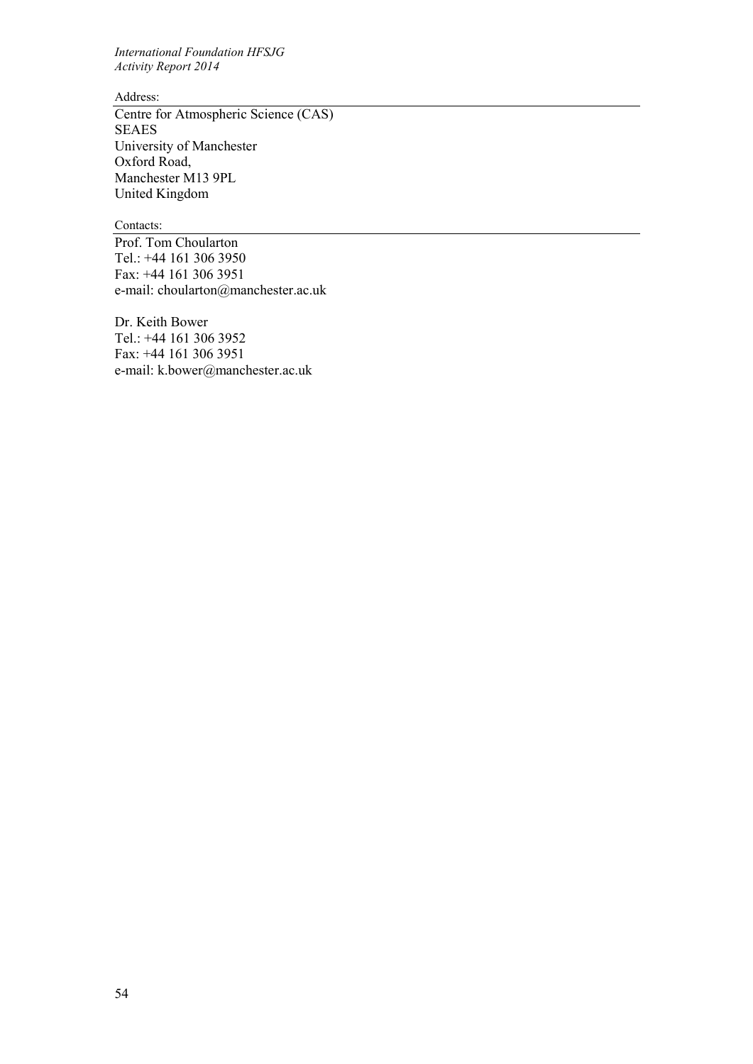Address:

Centre for Atmospheric Science (CAS)  
SEAES  
University of Manchester  
Oxford Road,  
Manchester M13 9PL  
United Kingdom

Contacts:

Prof. Tom Choularton  
Tel.: +44 161 306 3950  
Fax: +44 161 306 3951  
e-mail: choularton@manchester.ac.uk

Dr. Keith Bower  
Tel.: +44 161 306 3952  
Fax: +44 161 306 3951  
e-mail: k.bower@manchester.ac.uk